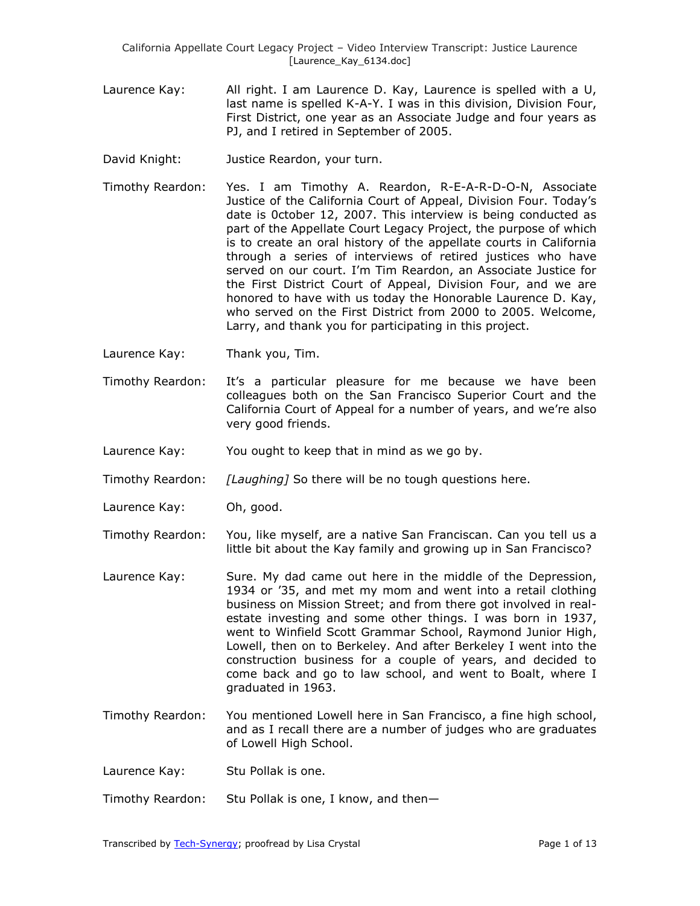Laurence Kay: All right. I am Laurence D. Kay, Laurence is spelled with a U, last name is spelled K-A-Y. I was in this division, Division Four, First District, one year as an Associate Judge and four years as PJ, and I retired in September of 2005.

David Knight: Justice Reardon, your turn.

Timothy Reardon: Yes. I am Timothy A. Reardon, R-E-A-R-D-O-N, Associate Justice of the California Court of Appeal, Division Four. Today's date is 0ctober 12, 2007. This interview is being conducted as part of the Appellate Court Legacy Project, the purpose of which is to create an oral history of the appellate courts in California through a series of interviews of retired justices who have served on our court. I'm Tim Reardon, an Associate Justice for the First District Court of Appeal, Division Four, and we are honored to have with us today the Honorable Laurence D. Kay, who served on the First District from 2000 to 2005. Welcome, Larry, and thank you for participating in this project.

Laurence Kay: Thank you, Tim.

Timothy Reardon: It's a particular pleasure for me because we have been colleagues both on the San Francisco Superior Court and the California Court of Appeal for a number of years, and we're also very good friends.

Laurence Kay: You ought to keep that in mind as we go by.

Timothy Reardon: *[Laughing]* So there will be no tough questions here.

Laurence Kay: Oh, good.

Timothy Reardon: You, like myself, are a native San Franciscan. Can you tell us a little bit about the Kay family and growing up in San Francisco?

Laurence Kay: Sure. My dad came out here in the middle of the Depression, 1934 or '35, and met my mom and went into a retail clothing business on Mission Street; and from there got involved in real-estate investing and some other things. I was born in 1937, went to Winfield Scott Grammar School, Raymond Junior High, Lowell, then on to Berkeley. And after Berkeley I went into the construction business for a couple of years, and decided to come back and go to law school, and went to Boalt, where I graduated in 1963.

Timothy Reardon: You mentioned Lowell here in San Francisco, a fine high school, and as I recall there are a number of judges who are graduates of Lowell High School.

Laurence Kay: Stu Pollak is one.

Timothy Reardon: Stu Pollak is one, I know, and then—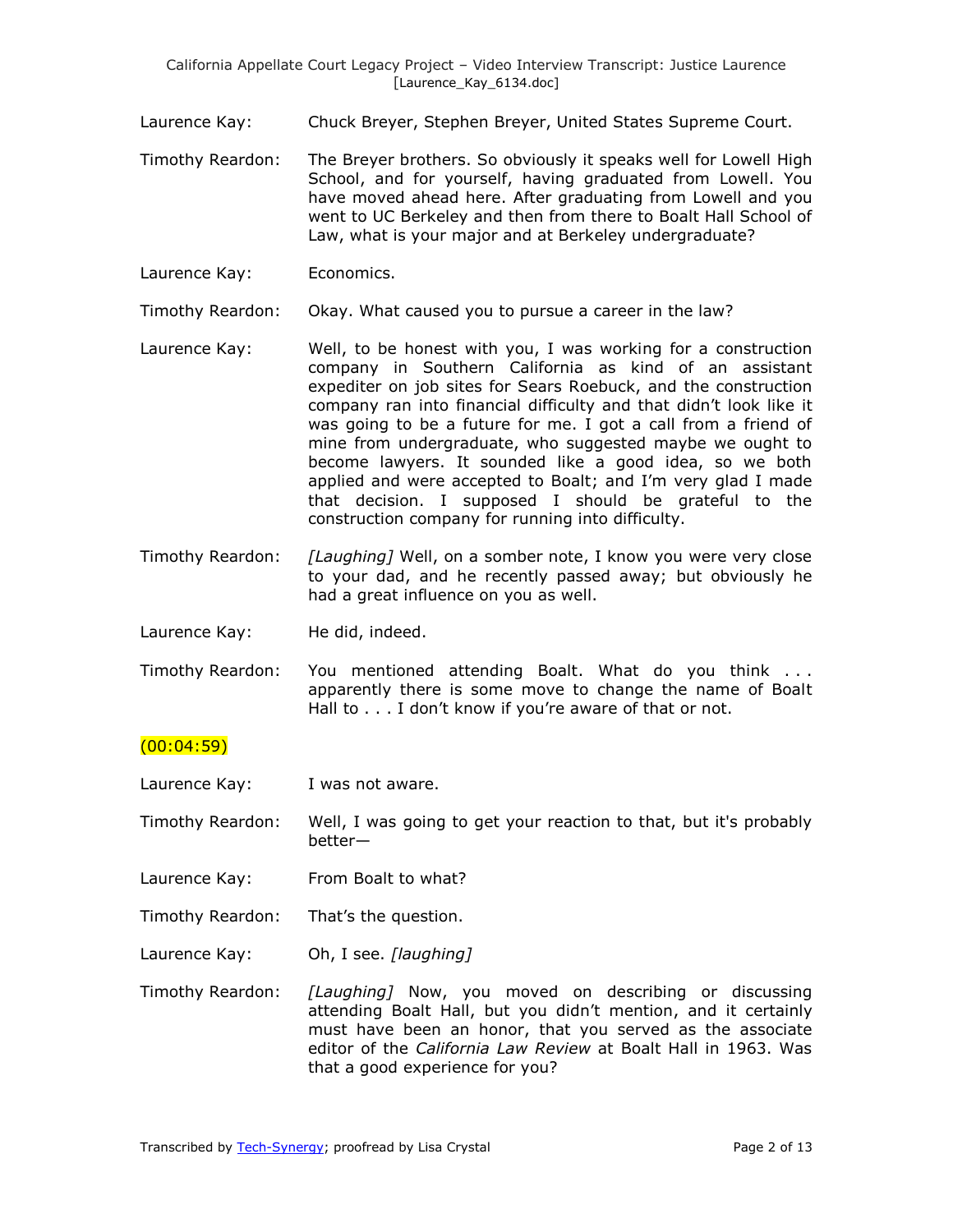Laurence Kay: Chuck Breyer, Stephen Breyer, United States Supreme Court.

Timothy Reardon: The Breyer brothers. So obviously it speaks well for Lowell High School, and for yourself, having graduated from Lowell. You have moved ahead here. After graduating from Lowell and you went to UC Berkeley and then from there to Boalt Hall School of Law, what is your major and at Berkeley undergraduate?

Laurence Kay: Economics.

Timothy Reardon: Okay. What caused you to pursue a career in the law?

Laurence Kay: Well, to be honest with you, I was working for a construction company in Southern California as kind of an assistant expediter on job sites for Sears Roebuck, and the construction company ran into financial difficulty and that didn't look like it was going to be a future for me. I got a call from a friend of mine from undergraduate, who suggested maybe we ought to become lawyers. It sounded like a good idea, so we both applied and were accepted to Boalt; and I'm very glad I made that decision. I supposed I should be grateful to the construction company for running into difficulty.

Timothy Reardon: *[Laughing]* Well, on a somber note, I know you were very close to your dad, and he recently passed away; but obviously he had a great influence on you as well.

Laurence Kay: He did, indeed.

Timothy Reardon: You mentioned attending Boalt. What do you think . . . apparently there is some move to change the name of Boalt Hall to . . . I don't know if you're aware of that or not.

(00:04:59)

Laurence Kay: I was not aware.

Timothy Reardon: Well, I was going to get your reaction to that, but it's probably better—

Laurence Kay: From Boalt to what?

Timothy Reardon: That's the question.

Laurence Kay: Oh, I see. *[laughing]*

Timothy Reardon: *[Laughing]* Now, you moved on describing or discussing attending Boalt Hall, but you didn't mention, and it certainly must have been an honor, that you served as the associate editor of the *California Law Review* at Boalt Hall in 1963. Was that a good experience for you?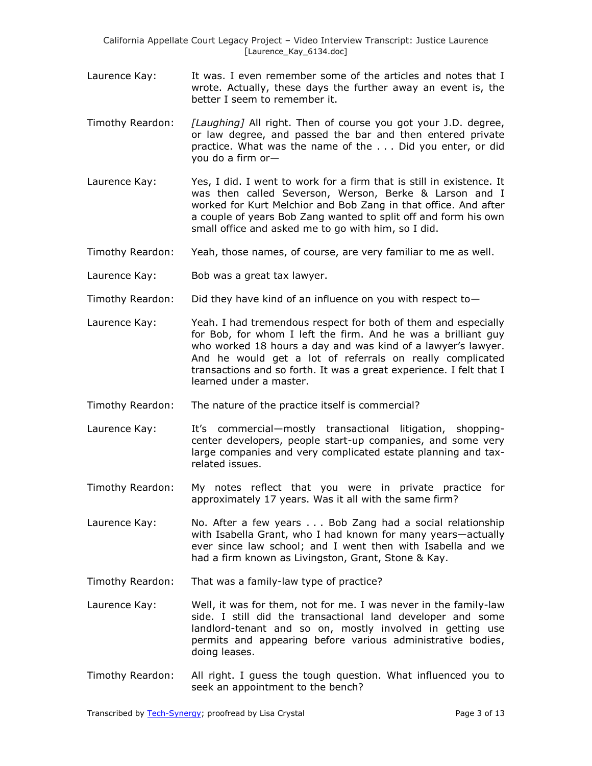Laurence Kay: It was. I even remember some of the articles and notes that I wrote. Actually, these days the further away an event is, the better I seem to remember it.

Timothy Reardon: *[Laughing]* All right. Then of course you got your J.D. degree, or law degree, and passed the bar and then entered private practice. What was the name of the . . . Did you enter, or did you do a firm or—

Laurence Kay: Yes, I did. I went to work for a firm that is still in existence. It was then called Severson, Werson, Berke & Larson and I worked for Kurt Melchior and Bob Zang in that office. And after a couple of years Bob Zang wanted to split off and form his own small office and asked me to go with him, so I did.

Timothy Reardon: Yeah, those names, of course, are very familiar to me as well.

Laurence Kay: Bob was a great tax lawyer.

Timothy Reardon: Did they have kind of an influence on you with respect to—

Laurence Kay: Yeah. I had tremendous respect for both of them and especially for Bob, for whom I left the firm. And he was a brilliant guy who worked 18 hours a day and was kind of a lawyer's lawyer. And he would get a lot of referrals on really complicated transactions and so forth. It was a great experience. I felt that I learned under a master.

Timothy Reardon: The nature of the practice itself is commercial?

Laurence Kay: It's commercial—mostly transactional litigation, shopping-center developers, people start-up companies, and some very large companies and very complicated estate planning and tax-related issues.

Timothy Reardon: My notes reflect that you were in private practice for approximately 17 years. Was it all with the same firm?

Laurence Kay: No. After a few years . . . Bob Zang had a social relationship with Isabella Grant, who I had known for many years—actually ever since law school; and I went then with Isabella and we had a firm known as Livingston, Grant, Stone & Kay.

Timothy Reardon: That was a family-law type of practice?

Laurence Kay: Well, it was for them, not for me. I was never in the family-law side. I still did the transactional land developer and some landlord-tenant and so on, mostly involved in getting use permits and appearing before various administrative bodies, doing leases.

Timothy Reardon: All right. I guess the tough question. What influenced you to seek an appointment to the bench?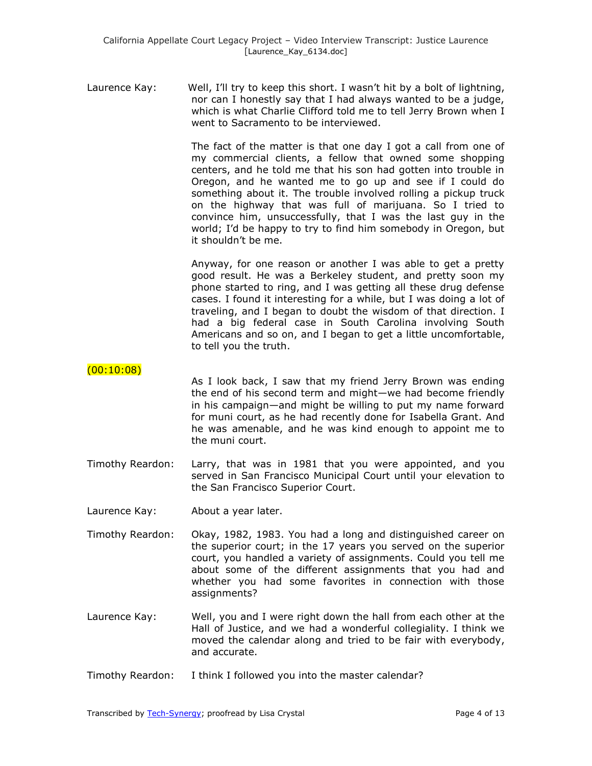Laurence Kay: Well, I'll try to keep this short. I wasn't hit by a bolt of lightning, nor can I honestly say that I had always wanted to be a judge, which is what Charlie Clifford told me to tell Jerry Brown when I went to Sacramento to be interviewed.

The fact of the matter is that one day I got a call from one of my commercial clients, a fellow that owned some shopping centers, and he told me that his son had gotten into trouble in Oregon, and he wanted me to go up and see if I could do something about it. The trouble involved rolling a pickup truck on the highway that was full of marijuana. So I tried to convince him, unsuccessfully, that I was the last guy in the world; I'd be happy to try to find him somebody in Oregon, but it shouldn't be me.

Anyway, for one reason or another I was able to get a pretty good result. He was a Berkeley student, and pretty soon my phone started to ring, and I was getting all these drug defense cases. I found it interesting for a while, but I was doing a lot of traveling, and I began to doubt the wisdom of that direction. I had a big federal case in South Carolina involving South Americans and so on, and I began to get a little uncomfortable, to tell you the truth.

(00:10:08)

As I look back, I saw that my friend Jerry Brown was ending the end of his second term and might—we had become friendly in his campaign—and might be willing to put my name forward for muni court, as he had recently done for Isabella Grant. And he was amenable, and he was kind enough to appoint me to the muni court.

Timothy Reardon: Larry, that was in 1981 that you were appointed, and you served in San Francisco Municipal Court until your elevation to the San Francisco Superior Court.

Laurence Kay: About a year later.

Timothy Reardon: Okay, 1982, 1983. You had a long and distinguished career on the superior court; in the 17 years you served on the superior court, you handled a variety of assignments. Could you tell me about some of the different assignments that you had and whether you had some favorites in connection with those assignments?

Laurence Kay: Well, you and I were right down the hall from each other at the Hall of Justice, and we had a wonderful collegiality. I think we moved the calendar along and tried to be fair with everybody, and accurate.

Timothy Reardon: I think I followed you into the master calendar?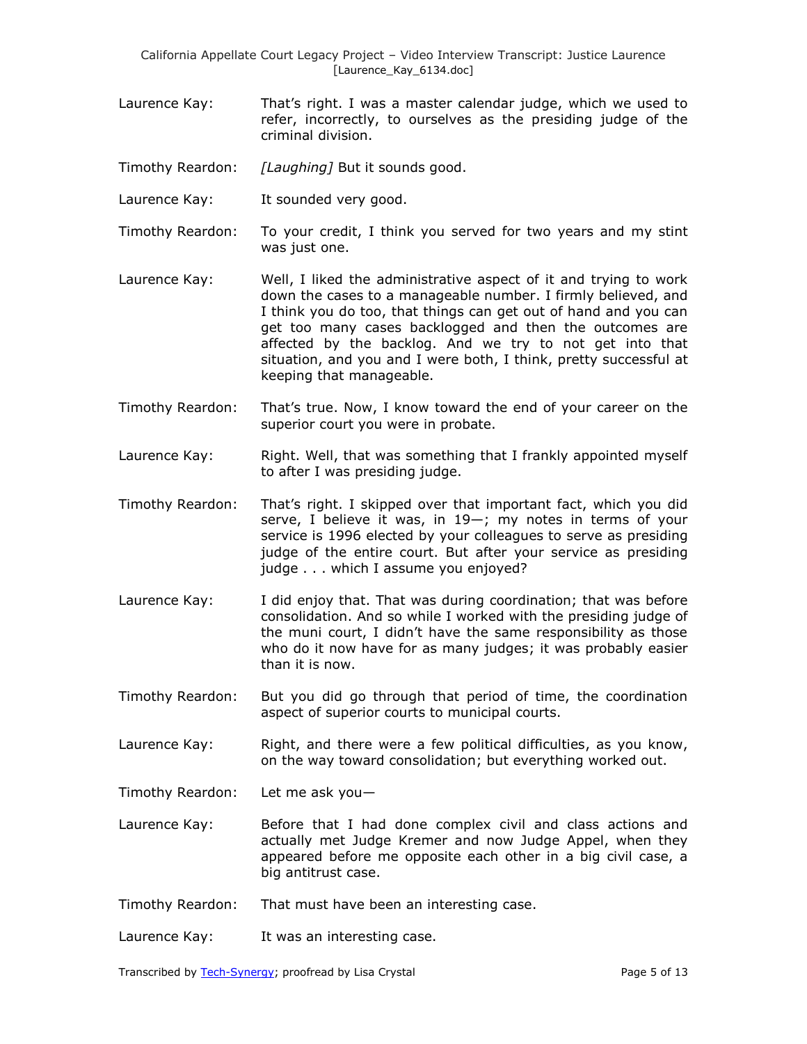Laurence Kay: That's right. I was a master calendar judge, which we used to refer, incorrectly, to ourselves as the presiding judge of the criminal division.

Timothy Reardon: *[Laughing]* But it sounds good.

Laurence Kay: It sounded very good.

Timothy Reardon: To your credit, I think you served for two years and my stint was just one.

Laurence Kay: Well, I liked the administrative aspect of it and trying to work down the cases to a manageable number. I firmly believed, and I think you do too, that things can get out of hand and you can get too many cases backlogged and then the outcomes are affected by the backlog. And we try to not get into that situation, and you and I were both, I think, pretty successful at keeping that manageable.

Timothy Reardon: That's true. Now, I know toward the end of your career on the superior court you were in probate.

Laurence Kay: Right. Well, that was something that I frankly appointed myself to after I was presiding judge.

Timothy Reardon: That's right. I skipped over that important fact, which you did serve, I believe it was, in 19—; my notes in terms of your service is 1996 elected by your colleagues to serve as presiding judge of the entire court. But after your service as presiding judge . . . which I assume you enjoyed?

Laurence Kay: I did enjoy that. That was during coordination; that was before consolidation. And so while I worked with the presiding judge of the muni court, I didn't have the same responsibility as those who do it now have for as many judges; it was probably easier than it is now.

Timothy Reardon: But you did go through that period of time, the coordination aspect of superior courts to municipal courts.

Laurence Kay: Right, and there were a few political difficulties, as you know, on the way toward consolidation; but everything worked out.

Timothy Reardon: Let me ask you—

Laurence Kay: Before that I had done complex civil and class actions and actually met Judge Kremer and now Judge Appel, when they appeared before me opposite each other in a big civil case, a big antitrust case.

Timothy Reardon: That must have been an interesting case.

Laurence Kay: It was an interesting case.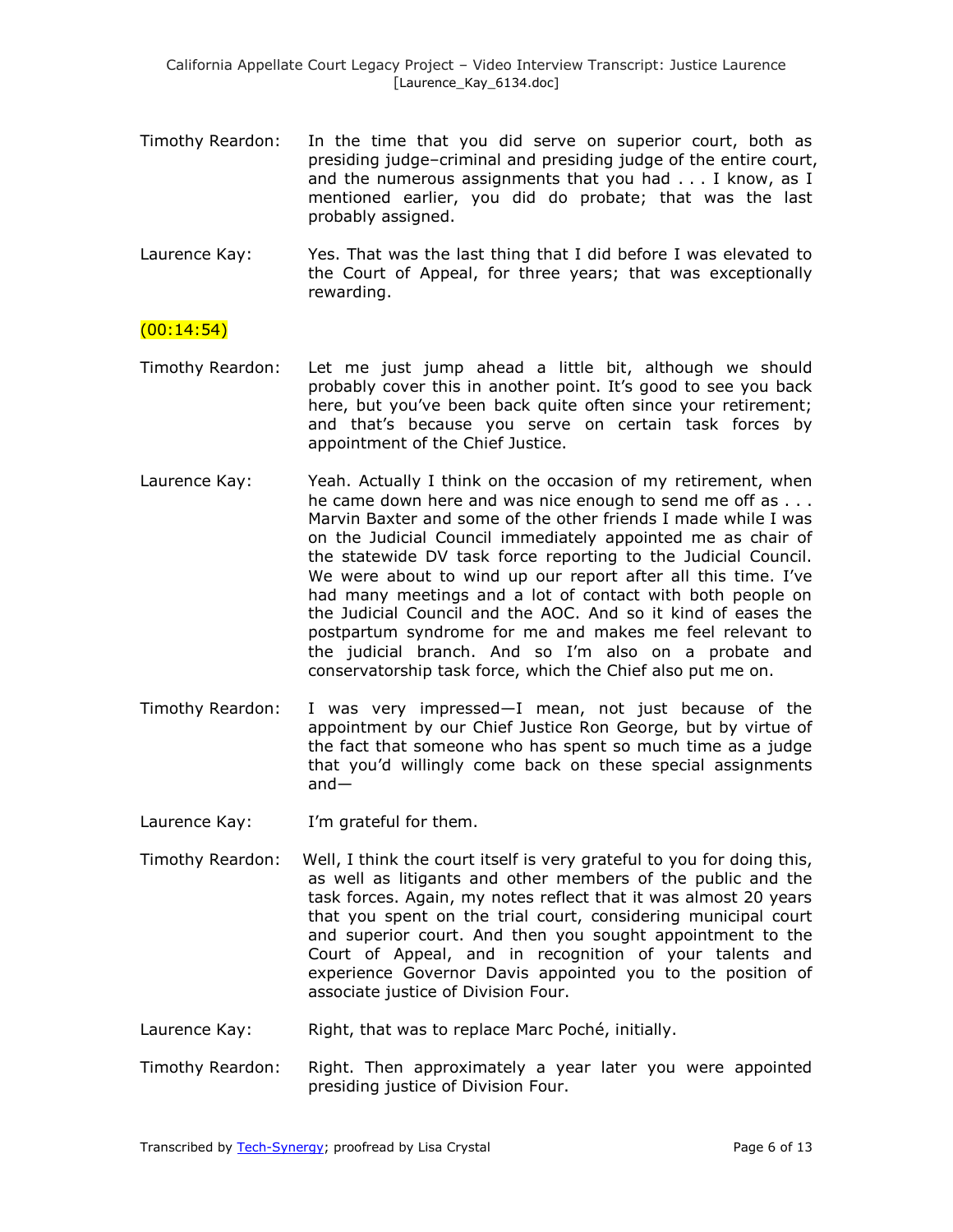Timothy Reardon: In the time that you did serve on superior court, both as presiding judge–criminal and presiding judge of the entire court, and the numerous assignments that you had . . . I know, as I mentioned earlier, you did do probate; that was the last probably assigned.

Laurence Kay: Yes. That was the last thing that I did before I was elevated to the Court of Appeal, for three years; that was exceptionally rewarding.

(00:14:54)

Timothy Reardon: Let me just jump ahead a little bit, although we should probably cover this in another point. It's good to see you back here, but you've been back quite often since your retirement; and that's because you serve on certain task forces by appointment of the Chief Justice.

Laurence Kay: Yeah. Actually I think on the occasion of my retirement, when he came down here and was nice enough to send me off as . . . Marvin Baxter and some of the other friends I made while I was on the Judicial Council immediately appointed me as chair of the statewide DV task force reporting to the Judicial Council. We were about to wind up our report after all this time. I've had many meetings and a lot of contact with both people on the Judicial Council and the AOC. And so it kind of eases the postpartum syndrome for me and makes me feel relevant to the judicial branch. And so I'm also on a probate and conservatorship task force, which the Chief also put me on.

Timothy Reardon: I was very impressed—I mean, not just because of the appointment by our Chief Justice Ron George, but by virtue of the fact that someone who has spent so much time as a judge that you'd willingly come back on these special assignments and—

Laurence Kay: I'm grateful for them.

Timothy Reardon: Well, I think the court itself is very grateful to you for doing this, as well as litigants and other members of the public and the task forces. Again, my notes reflect that it was almost 20 years that you spent on the trial court, considering municipal court and superior court. And then you sought appointment to the Court of Appeal, and in recognition of your talents and experience Governor Davis appointed you to the position of associate justice of Division Four.

Laurence Kay: Right, that was to replace Marc Poché, initially.

Timothy Reardon: Right. Then approximately a year later you were appointed presiding justice of Division Four.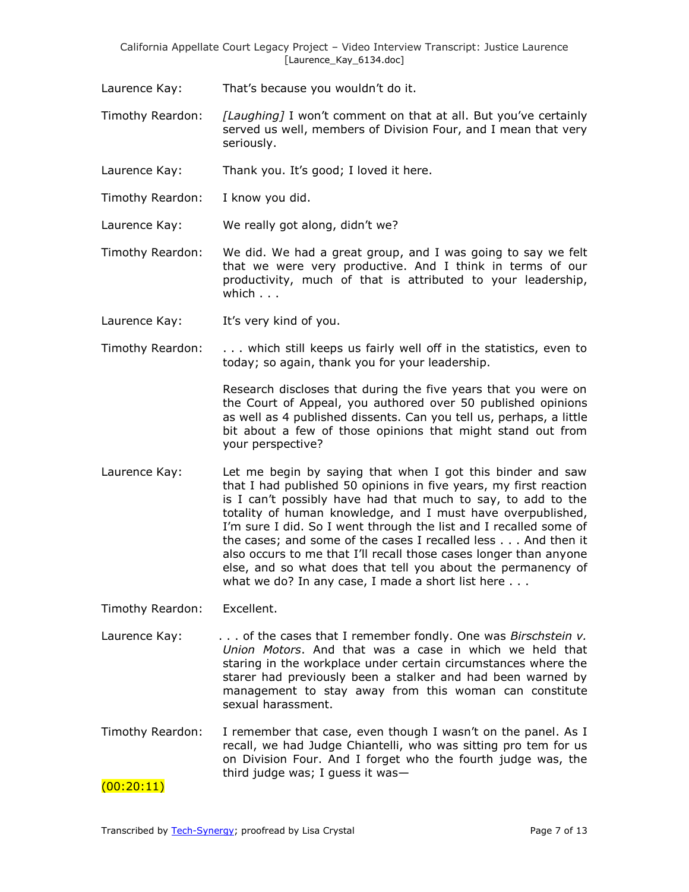Laurence Kay: That's because you wouldn't do it.

Timothy Reardon: *[Laughing]* I won't comment on that at all. But you've certainly served us well, members of Division Four, and I mean that very seriously.

Laurence Kay: Thank you. It's good; I loved it here.

Timothy Reardon: I know you did.

Laurence Kay: We really got along, didn't we?

Timothy Reardon: We did. We had a great group, and I was going to say we felt that we were very productive. And I think in terms of our productivity, much of that is attributed to your leadership, which . . .

Laurence Kay: It's very kind of you.

Timothy Reardon: . . . which still keeps us fairly well off in the statistics, even to today; so again, thank you for your leadership.

Research discloses that during the five years that you were on the Court of Appeal, you authored over 50 published opinions as well as 4 published dissents. Can you tell us, perhaps, a little bit about a few of those opinions that might stand out from your perspective?

Laurence Kay: Let me begin by saying that when I got this binder and saw that I had published 50 opinions in five years, my first reaction is I can't possibly have had that much to say, to add to the totality of human knowledge, and I must have overpublished, I'm sure I did. So I went through the list and I recalled some of the cases; and some of the cases I recalled less . . . And then it also occurs to me that I'll recall those cases longer than anyone else, and so what does that tell you about the permanency of what we do? In any case, I made a short list here . . .

Timothy Reardon: Excellent.

Laurence Kay: . . . of the cases that I remember fondly. One was *Birschstein v. Union Motors*. And that was a case in which we held that staring in the workplace under certain circumstances where the starer had previously been a stalker and had been warned by management to stay away from this woman can constitute sexual harassment.

Timothy Reardon: I remember that case, even though I wasn't on the panel. As I recall, we had Judge Chiantelli, who was sitting pro tem for us on Division Four. And I forget who the fourth judge was, the third judge was; I guess it was—

(00:20:11)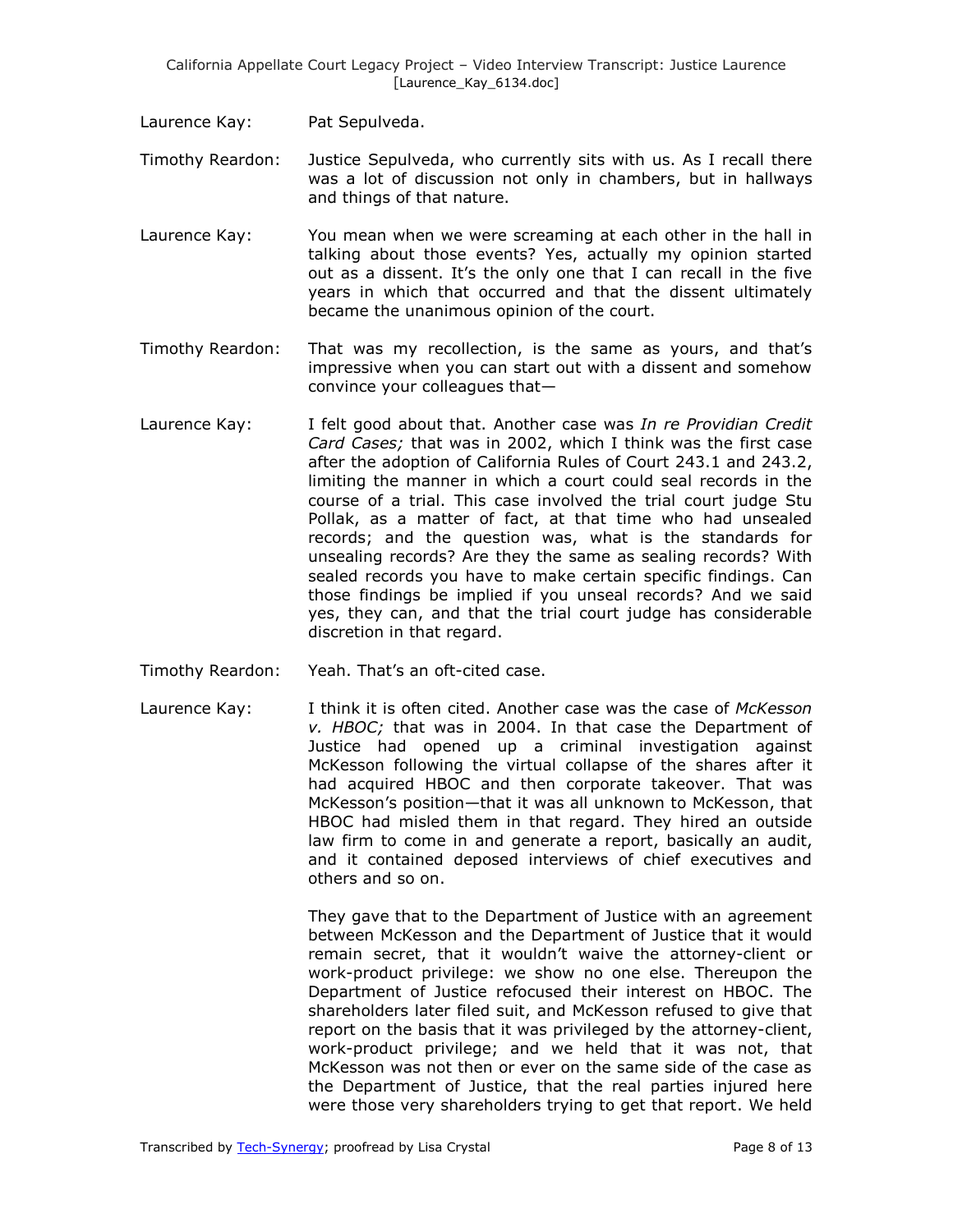Laurence Kay: Pat Sepulveda.

Timothy Reardon: Justice Sepulveda, who currently sits with us. As I recall there was a lot of discussion not only in chambers, but in hallways and things of that nature.

Laurence Kay: You mean when we were screaming at each other in the hall in talking about those events? Yes, actually my opinion started out as a dissent. It's the only one that I can recall in the five years in which that occurred and that the dissent ultimately became the unanimous opinion of the court.

Timothy Reardon: That was my recollection, is the same as yours, and that's impressive when you can start out with a dissent and somehow convince your colleagues that—

Laurence Kay: I felt good about that. Another case was *In re Providian Credit Card Cases;* that was in 2002, which I think was the first case after the adoption of California Rules of Court 243.1 and 243.2, limiting the manner in which a court could seal records in the course of a trial. This case involved the trial court judge Stu Pollak, as a matter of fact, at that time who had unsealed records; and the question was, what is the standards for unsealing records? Are they the same as sealing records? With sealed records you have to make certain specific findings. Can those findings be implied if you unseal records? And we said yes, they can, and that the trial court judge has considerable discretion in that regard.

Timothy Reardon: Yeah. That's an oft-cited case.

Laurence Kay: I think it is often cited. Another case was the case of *McKesson v. HBOC;* that was in 2004. In that case the Department of Justice had opened up a criminal investigation against McKesson following the virtual collapse of the shares after it had acquired HBOC and then corporate takeover. That was McKesson's position—that it was all unknown to McKesson, that HBOC had misled them in that regard. They hired an outside law firm to come in and generate a report, basically an audit, and it contained deposed interviews of chief executives and others and so on.

They gave that to the Department of Justice with an agreement between McKesson and the Department of Justice that it would remain secret, that it wouldn't waive the attorney-client or work-product privilege: we show no one else. Thereupon the Department of Justice refocused their interest on HBOC. The shareholders later filed suit, and McKesson refused to give that report on the basis that it was privileged by the attorney-client, work-product privilege; and we held that it was not, that McKesson was not then or ever on the same side of the case as the Department of Justice, that the real parties injured here were those very shareholders trying to get that report. We held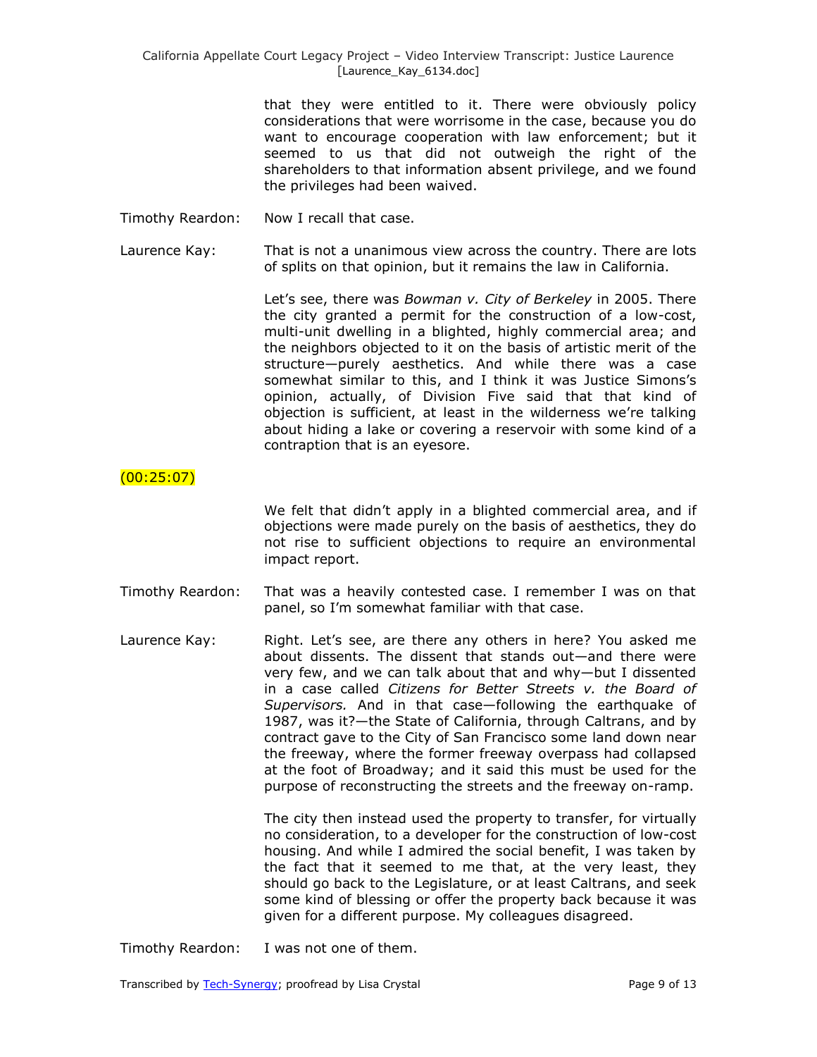that they were entitled to it. There were obviously policy considerations that were worrisome in the case, because you do want to encourage cooperation with law enforcement; but it seemed to us that did not outweigh the right of the shareholders to that information absent privilege, and we found the privileges had been waived.

Timothy Reardon: Now I recall that case.

Laurence Kay: That is not a unanimous view across the country. There are lots of splits on that opinion, but it remains the law in California.

Let's see, there was *Bowman v. City of Berkeley* in 2005. There the city granted a permit for the construction of a low-cost, multi-unit dwelling in a blighted, highly commercial area; and the neighbors objected to it on the basis of artistic merit of the structure—purely aesthetics. And while there was a case somewhat similar to this, and I think it was Justice Simons's opinion, actually, of Division Five said that that kind of objection is sufficient, at least in the wilderness we're talking about hiding a lake or covering a reservoir with some kind of a contraption that is an eyesore.

(00:25:07)

We felt that didn't apply in a blighted commercial area, and if objections were made purely on the basis of aesthetics, they do not rise to sufficient objections to require an environmental impact report.

Timothy Reardon: That was a heavily contested case. I remember I was on that panel, so I'm somewhat familiar with that case.

Laurence Kay: Right. Let's see, are there any others in here? You asked me about dissents. The dissent that stands out—and there were very few, and we can talk about that and why—but I dissented in a case called *Citizens for Better Streets v. the Board of Supervisors.* And in that case—following the earthquake of 1987, was it?—the State of California, through Caltrans, and by contract gave to the City of San Francisco some land down near the freeway, where the former freeway overpass had collapsed at the foot of Broadway; and it said this must be used for the purpose of reconstructing the streets and the freeway on-ramp.

The city then instead used the property to transfer, for virtually no consideration, to a developer for the construction of low-cost housing. And while I admired the social benefit, I was taken by the fact that it seemed to me that, at the very least, they should go back to the Legislature, or at least Caltrans, and seek some kind of blessing or offer the property back because it was given for a different purpose. My colleagues disagreed.

Timothy Reardon: I was not one of them.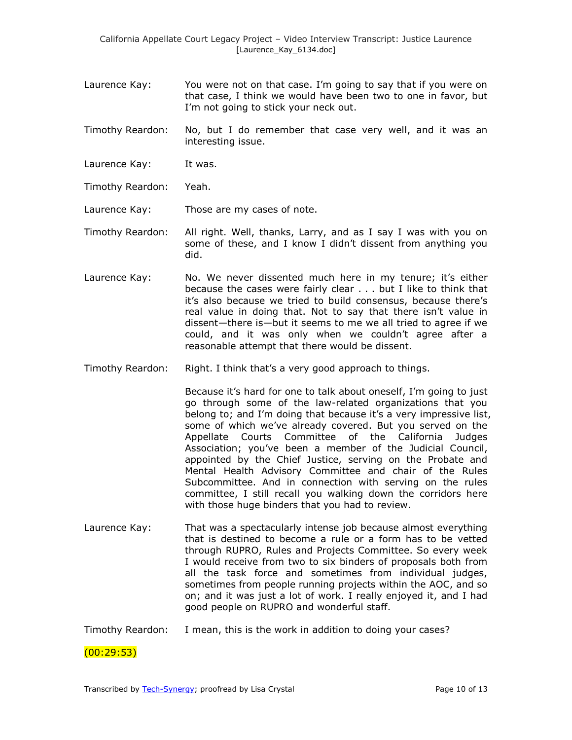Laurence Kay: You were not on that case. I'm going to say that if you were on that case, I think we would have been two to one in favor, but I'm not going to stick your neck out.

Timothy Reardon: No, but I do remember that case very well, and it was an interesting issue.

Laurence Kay: It was.

Timothy Reardon: Yeah.

Laurence Kay: Those are my cases of note.

Timothy Reardon: All right. Well, thanks, Larry, and as I say I was with you on some of these, and I know I didn't dissent from anything you did.

Laurence Kay: No. We never dissented much here in my tenure; it's either because the cases were fairly clear . . . but I like to think that it's also because we tried to build consensus, because there's real value in doing that. Not to say that there isn't value in dissent—there is—but it seems to me we all tried to agree if we could, and it was only when we couldn't agree after a reasonable attempt that there would be dissent.

Timothy Reardon: Right. I think that's a very good approach to things.

Because it's hard for one to talk about oneself, I'm going to just go through some of the law-related organizations that you belong to; and I'm doing that because it's a very impressive list, some of which we've already covered. But you served on the Appellate Courts Committee of the California Judges Association; you've been a member of the Judicial Council, appointed by the Chief Justice, serving on the Probate and Mental Health Advisory Committee and chair of the Rules Subcommittee. And in connection with serving on the rules committee, I still recall you walking down the corridors here with those huge binders that you had to review.

Laurence Kay: That was a spectacularly intense job because almost everything that is destined to become a rule or a form has to be vetted through RUPRO, Rules and Projects Committee. So every week I would receive from two to six binders of proposals both from all the task force and sometimes from individual judges, sometimes from people running projects within the AOC, and so on; and it was just a lot of work. I really enjoyed it, and I had good people on RUPRO and wonderful staff.

Timothy Reardon: I mean, this is the work in addition to doing your cases?

(00:29:53)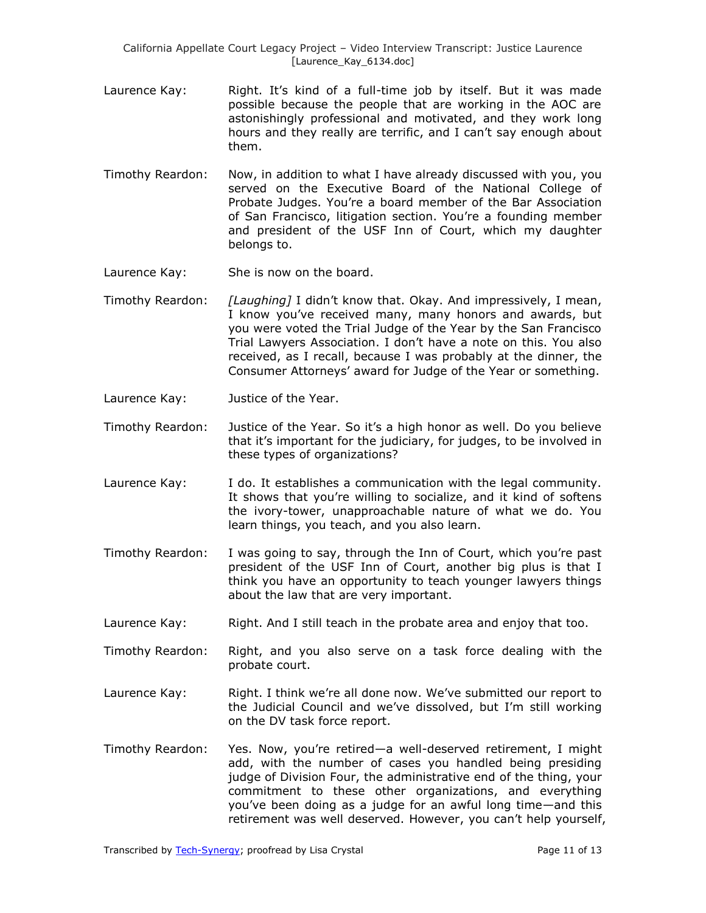Laurence Kay: Right. It's kind of a full-time job by itself. But it was made possible because the people that are working in the AOC are astonishingly professional and motivated, and they work long hours and they really are terrific, and I can't say enough about them.

Timothy Reardon: Now, in addition to what I have already discussed with you, you served on the Executive Board of the National College of Probate Judges. You're a board member of the Bar Association of San Francisco, litigation section. You're a founding member and president of the USF Inn of Court, which my daughter belongs to.

Laurence Kay: She is now on the board.

Timothy Reardon: *[Laughing]* I didn't know that. Okay. And impressively, I mean, I know you've received many, many honors and awards, but you were voted the Trial Judge of the Year by the San Francisco Trial Lawyers Association. I don't have a note on this. You also received, as I recall, because I was probably at the dinner, the Consumer Attorneys' award for Judge of the Year or something.

Laurence Kay: Justice of the Year.

Timothy Reardon: Justice of the Year. So it's a high honor as well. Do you believe that it's important for the judiciary, for judges, to be involved in these types of organizations?

Laurence Kay: I do. It establishes a communication with the legal community. It shows that you're willing to socialize, and it kind of softens the ivory-tower, unapproachable nature of what we do. You learn things, you teach, and you also learn.

Timothy Reardon: I was going to say, through the Inn of Court, which you're past president of the USF Inn of Court, another big plus is that I think you have an opportunity to teach younger lawyers things about the law that are very important.

Laurence Kay: Right. And I still teach in the probate area and enjoy that too.

Timothy Reardon: Right, and you also serve on a task force dealing with the probate court.

Laurence Kay: Right. I think we're all done now. We've submitted our report to the Judicial Council and we've dissolved, but I'm still working on the DV task force report.

Timothy Reardon: Yes. Now, you're retired—a well-deserved retirement, I might add, with the number of cases you handled being presiding judge of Division Four, the administrative end of the thing, your commitment to these other organizations, and everything you've been doing as a judge for an awful long time—and this retirement was well deserved. However, you can't help yourself,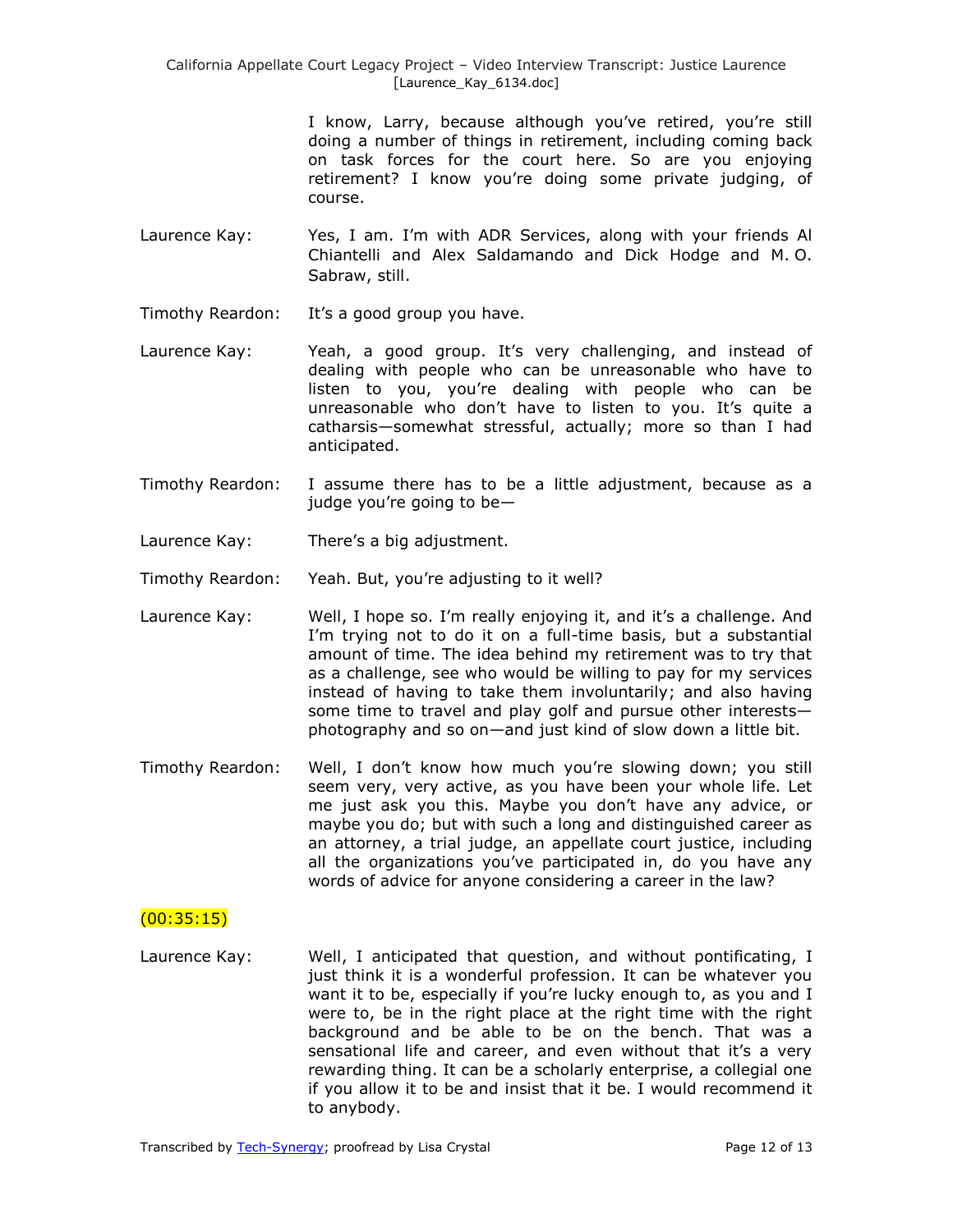I know, Larry, because although you've retired, you're still doing a number of things in retirement, including coming back on task forces for the court here. So are you enjoying retirement? I know you're doing some private judging, of course.

Laurence Kay: Yes, I am. I'm with ADR Services, along with your friends Al Chiantelli and Alex Saldamando and Dick Hodge and M. O. Sabraw, still.

Timothy Reardon: It's a good group you have.

Laurence Kay: Yeah, a good group. It's very challenging, and instead of dealing with people who can be unreasonable who have to listen to you, you're dealing with people who can be unreasonable who don't have to listen to you. It's quite a catharsis—somewhat stressful, actually; more so than I had anticipated.

Timothy Reardon: I assume there has to be a little adjustment, because as a judge you're going to be—

Laurence Kay: There's a big adjustment.

Timothy Reardon: Yeah. But, you're adjusting to it well?

Laurence Kay: Well, I hope so. I'm really enjoying it, and it's a challenge. And I'm trying not to do it on a full-time basis, but a substantial amount of time. The idea behind my retirement was to try that as a challenge, see who would be willing to pay for my services instead of having to take them involuntarily; and also having some time to travel and play golf and pursue other interests—photography and so on—and just kind of slow down a little bit.

Timothy Reardon: Well, I don't know how much you're slowing down; you still seem very, very active, as you have been your whole life. Let me just ask you this. Maybe you don't have any advice, or maybe you do; but with such a long and distinguished career as an attorney, a trial judge, an appellate court justice, including all the organizations you've participated in, do you have any words of advice for anyone considering a career in the law?

(00:35:15)

Laurence Kay: Well, I anticipated that question, and without pontificating, I just think it is a wonderful profession. It can be whatever you want it to be, especially if you're lucky enough to, as you and I were to, be in the right place at the right time with the right background and be able to be on the bench. That was a sensational life and career, and even without that it's a very rewarding thing. It can be a scholarly enterprise, a collegial one if you allow it to be and insist that it be. I would recommend it to anybody.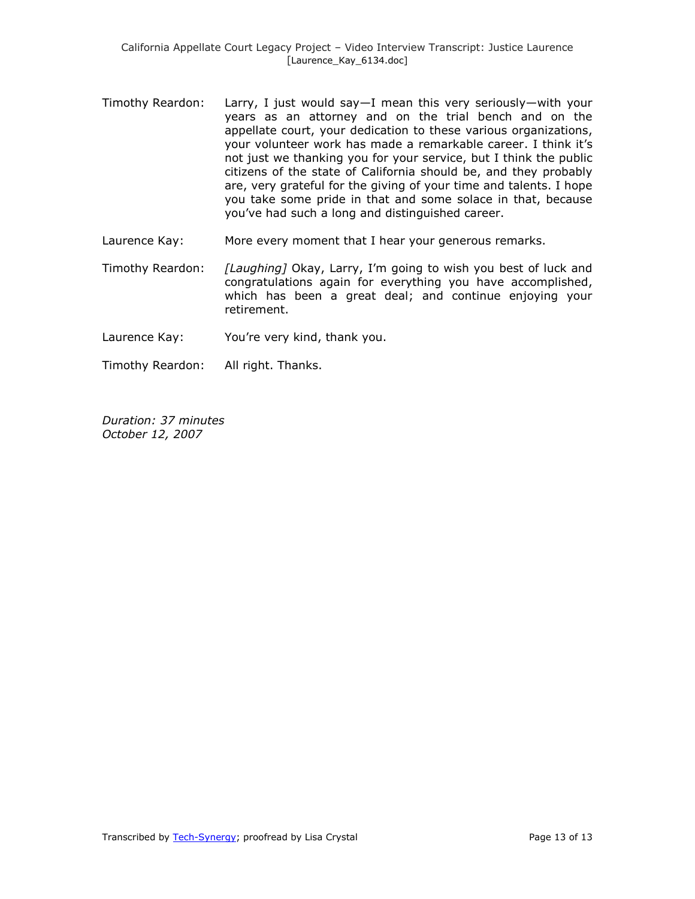Timothy Reardon: Larry, I just would say—I mean this very seriously—with your years as an attorney and on the trial bench and on the appellate court, your dedication to these various organizations, your volunteer work has made a remarkable career. I think it's not just we thanking you for your service, but I think the public citizens of the state of California should be, and they probably are, very grateful for the giving of your time and talents. I hope you take some pride in that and some solace in that, because you've had such a long and distinguished career.

Laurence Kay: More every moment that I hear your generous remarks.

Timothy Reardon: *[Laughing]* Okay, Larry, I'm going to wish you best of luck and congratulations again for everything you have accomplished, which has been a great deal; and continue enjoying your retirement.

Laurence Kay: You're very kind, thank you.

Timothy Reardon: All right. Thanks.

*Duration: 37 minutes*
*October 12, 2007*